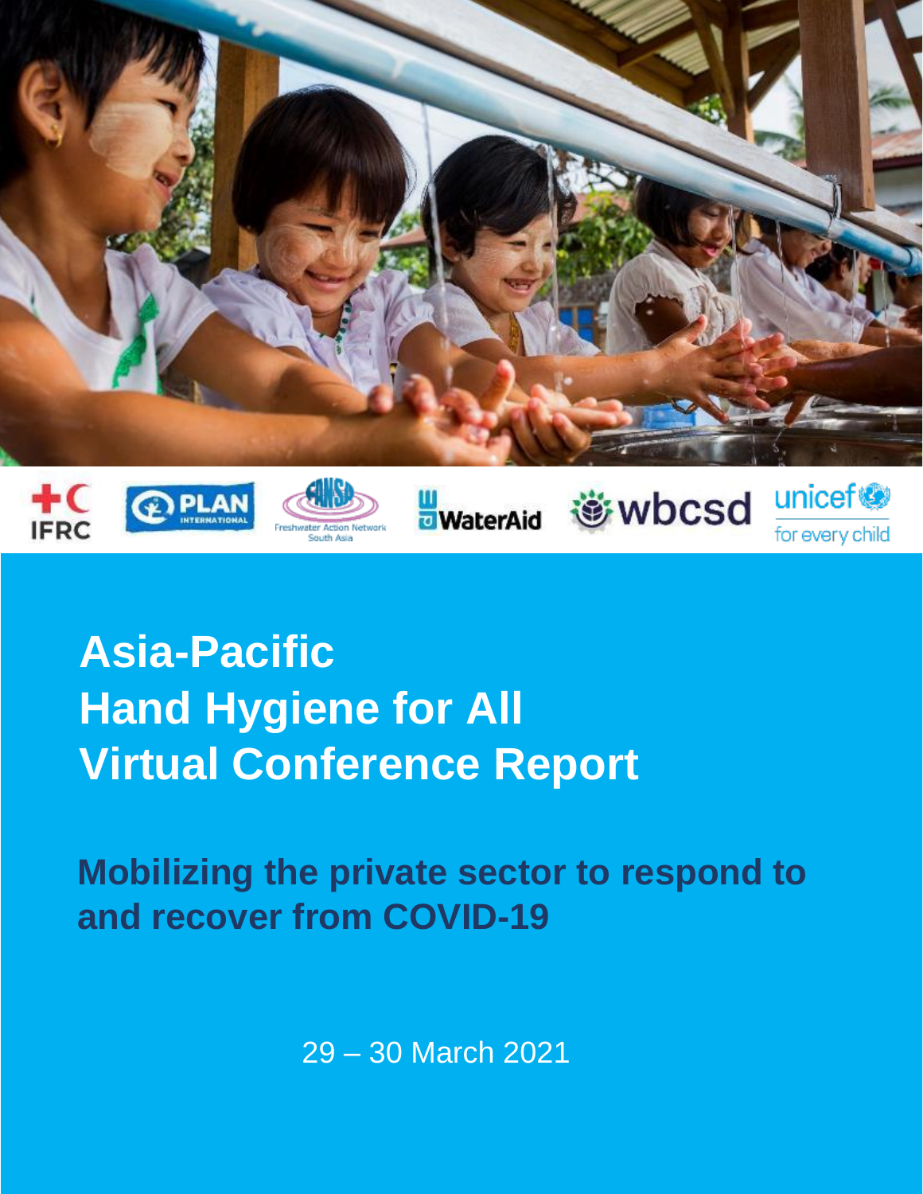# Asia-Pacific Hand Hygiene for All Virtual Conference Report

## Mobilizing the private sector to respond to and recover from COVID-19

29 – 30 March 2021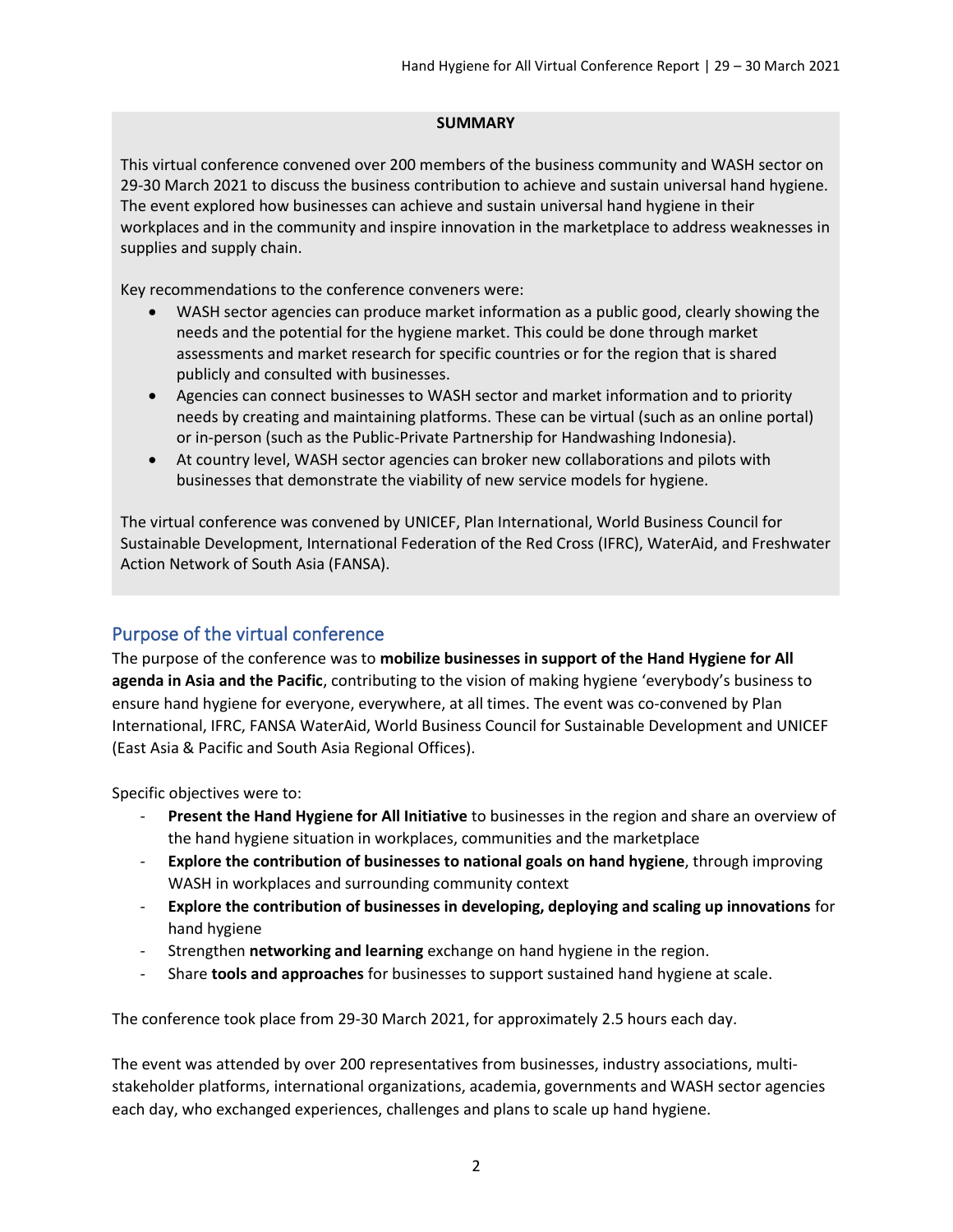**SUMMARY**

This virtual conference convened over 200 members of the business community and WASH sector on 29-30 March 2021 to discuss the business contribution to achieve and sustain universal hand hygiene. The event explored how businesses can achieve and sustain universal hand hygiene in their workplaces and in the community and inspire innovation in the marketplace to address weaknesses in supplies and supply chain.

Key recommendations to the conference conveners were:

- WASH sector agencies can produce market information as a public good, clearly showing the needs and the potential for the hygiene market. This could be done through market assessments and market research for specific countries or for the region that is shared publicly and consulted with businesses.
- Agencies can connect businesses to WASH sector and market information and to priority needs by creating and maintaining platforms. These can be virtual (such as an online portal) or in-person (such as the Public-Private Partnership for Handwashing Indonesia).
- At country level, WASH sector agencies can broker new collaborations and pilots with businesses that demonstrate the viability of new service models for hygiene.

The virtual conference was convened by UNICEF, Plan International, World Business Council for Sustainable Development, International Federation of the Red Cross (IFRC), WaterAid, and Freshwater Action Network of South Asia (FANSA).

## Purpose of the virtual conference

The purpose of the conference was to **mobilize businesses in support of the Hand Hygiene for All agenda in Asia and the Pacific**, contributing to the vision of making hygiene 'everybody's business to ensure hand hygiene for everyone, everywhere, at all times. The event was co-convened by Plan International, IFRC, FANSA WaterAid, World Business Council for Sustainable Development and UNICEF (East Asia & Pacific and South Asia Regional Offices).

Specific objectives were to:

- **Present the Hand Hygiene for All Initiative** to businesses in the region and share an overview of the hand hygiene situation in workplaces, communities and the marketplace
- **Explore the contribution of businesses to national goals on hand hygiene**, through improving WASH in workplaces and surrounding community context
- **Explore the contribution of businesses in developing, deploying and scaling up innovations** for hand hygiene
- Strengthen **networking and learning** exchange on hand hygiene in the region.
- Share **tools and approaches** for businesses to support sustained hand hygiene at scale.

The conference took place from 29-30 March 2021, for approximately 2.5 hours each day.

The event was attended by over 200 representatives from businesses, industry associations, multi-stakeholder platforms, international organizations, academia, governments and WASH sector agencies each day, who exchanged experiences, challenges and plans to scale up hand hygiene.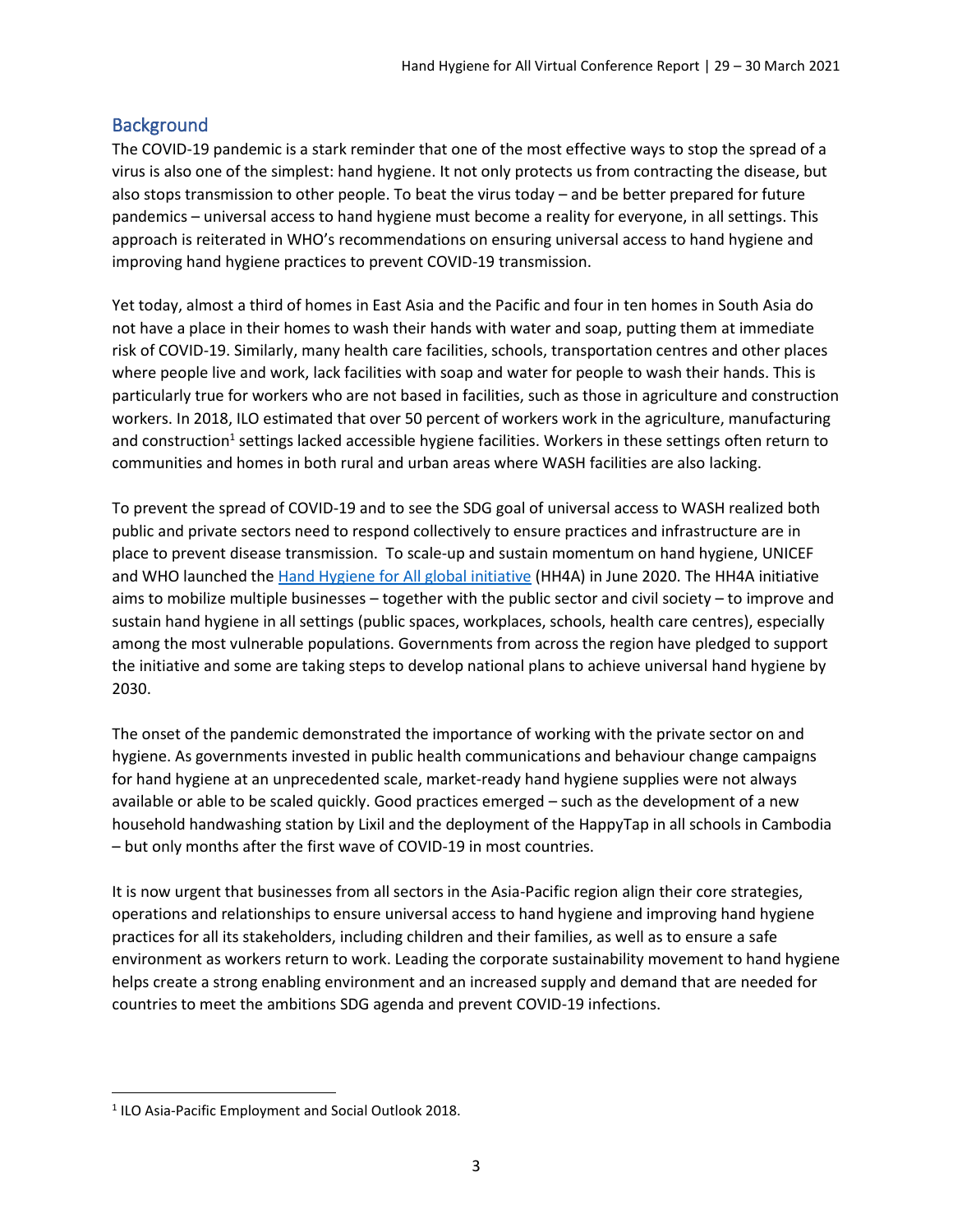## Background

The COVID-19 pandemic is a stark reminder that one of the most effective ways to stop the spread of a virus is also one of the simplest: hand hygiene. It not only protects us from contracting the disease, but also stops transmission to other people. To beat the virus today – and be better prepared for future pandemics – universal access to hand hygiene must become a reality for everyone, in all settings. This approach is reiterated in WHO's recommendations on ensuring universal access to hand hygiene and improving hand hygiene practices to prevent COVID-19 transmission.

Yet today, almost a third of homes in East Asia and the Pacific and four in ten homes in South Asia do not have a place in their homes to wash their hands with water and soap, putting them at immediate risk of COVID-19. Similarly, many health care facilities, schools, transportation centres and other places where people live and work, lack facilities with soap and water for people to wash their hands. This is particularly true for workers who are not based in facilities, such as those in agriculture and construction workers. In 2018, ILO estimated that over 50 percent of workers work in the agriculture, manufacturing and construction[1] settings lacked accessible hygiene facilities. Workers in these settings often return to communities and homes in both rural and urban areas where WASH facilities are also lacking.

To prevent the spread of COVID-19 and to see the SDG goal of universal access to WASH realized both public and private sectors need to respond collectively to ensure practices and infrastructure are in place to prevent disease transmission. To scale-up and sustain momentum on hand hygiene, UNICEF and WHO launched the [Hand Hygiene for All global initiative](https://www.unicef.org) (HH4A) in June 2020. The HH4A initiative aims to mobilize multiple businesses – together with the public sector and civil society – to improve and sustain hand hygiene in all settings (public spaces, workplaces, schools, health care centres), especially among the most vulnerable populations. Governments from across the region have pledged to support the initiative and some are taking steps to develop national plans to achieve universal hand hygiene by 2030.

The onset of the pandemic demonstrated the importance of working with the private sector on and hygiene. As governments invested in public health communications and behaviour change campaigns for hand hygiene at an unprecedented scale, market-ready hand hygiene supplies were not always available or able to be scaled quickly. Good practices emerged – such as the development of a new household handwashing station by Lixil and the deployment of the HappyTap in all schools in Cambodia – but only months after the first wave of COVID-19 in most countries.

It is now urgent that businesses from all sectors in the Asia-Pacific region align their core strategies, operations and relationships to ensure universal access to hand hygiene and improving hand hygiene practices for all its stakeholders, including children and their families, as well as to ensure a safe environment as workers return to work. Leading the corporate sustainability movement to hand hygiene helps create a strong enabling environment and an increased supply and demand that are needed for countries to meet the ambitions SDG agenda and prevent COVID-19 infections.

---

[1] ILO Asia-Pacific Employment and Social Outlook 2018.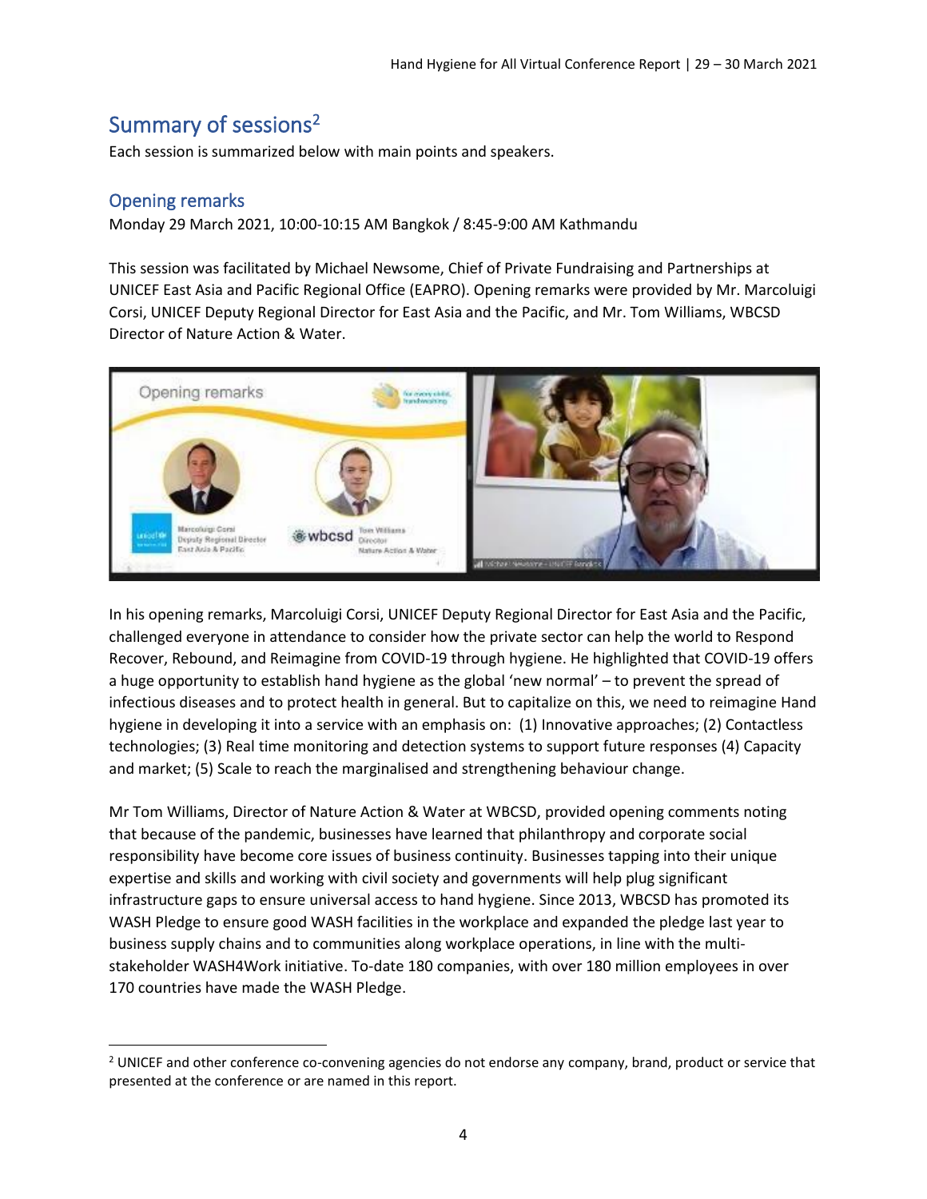## Summary of sessions[2]

Each session is summarized below with main points and speakers.

### Opening remarks

Monday 29 March 2021, 10:00-10:15 AM Bangkok / 8:45-9:00 AM Kathmandu

This session was facilitated by Michael Newsome, Chief of Private Fundraising and Partnerships at UNICEF East Asia and Pacific Regional Office (EAPRO). Opening remarks were provided by Mr. Marcoluigi Corsi, UNICEF Deputy Regional Director for East Asia and the Pacific, and Mr. Tom Williams, WBCSD Director of Nature Action & Water.

In his opening remarks, Marcoluigi Corsi, UNICEF Deputy Regional Director for East Asia and the Pacific, challenged everyone in attendance to consider how the private sector can help the world to Respond Recover, Rebound, and Reimagine from COVID-19 through hygiene. He highlighted that COVID-19 offers a huge opportunity to establish hand hygiene as the global 'new normal' – to prevent the spread of infectious diseases and to protect health in general. But to capitalize on this, we need to reimagine Hand hygiene in developing it into a service with an emphasis on: (1) Innovative approaches; (2) Contactless technologies; (3) Real time monitoring and detection systems to support future responses (4) Capacity and market; (5) Scale to reach the marginalised and strengthening behaviour change.

Mr Tom Williams, Director of Nature Action & Water at WBCSD, provided opening comments noting that because of the pandemic, businesses have learned that philanthropy and corporate social responsibility have become core issues of business continuity. Businesses tapping into their unique expertise and skills and working with civil society and governments will help plug significant infrastructure gaps to ensure universal access to hand hygiene. Since 2013, WBCSD has promoted its WASH Pledge to ensure good WASH facilities in the workplace and expanded the pledge last year to business supply chains and to communities along workplace operations, in line with the multi-stakeholder WASH4Work initiative. To-date 180 companies, with over 180 million employees in over 170 countries have made the WASH Pledge.

---

[2] UNICEF and other conference co-convening agencies do not endorse any company, brand, product or service that presented at the conference or are named in this report.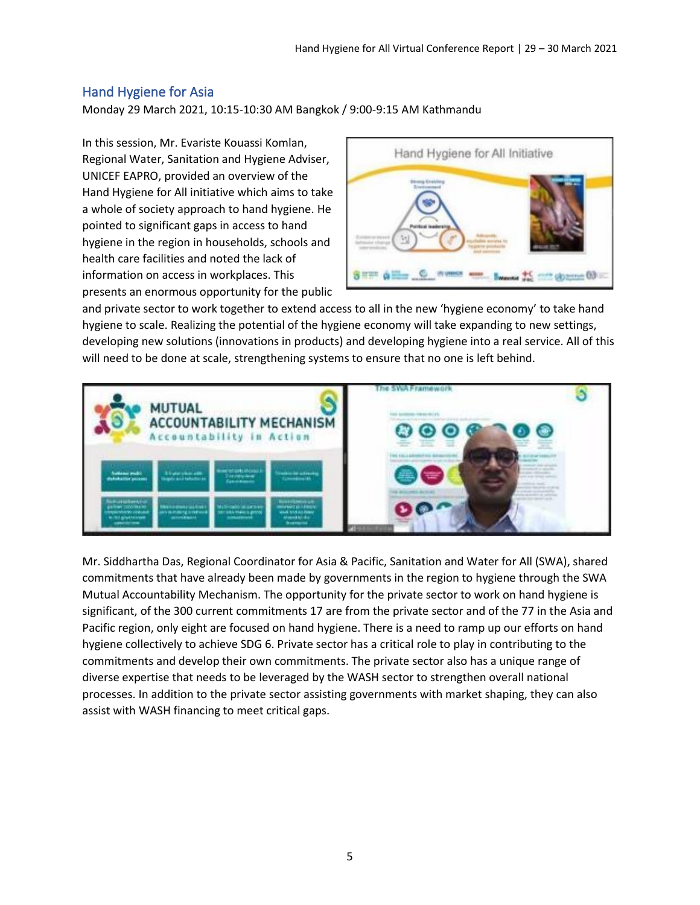## Hand Hygiene for Asia

Monday 29 March 2021, 10:15-10:30 AM Bangkok / 9:00-9:15 AM Kathmandu

In this session, Mr. Evariste Kouassi Komlan, Regional Water, Sanitation and Hygiene Adviser, UNICEF EAPRO, provided an overview of the Hand Hygiene for All initiative which aims to take a whole of society approach to hand hygiene. He pointed to significant gaps in access to hand hygiene in the region in households, schools and health care facilities and noted the lack of information on access in workplaces. This presents an enormous opportunity for the public and private sector to work together to extend access to all in the new 'hygiene economy' to take hand hygiene to scale. Realizing the potential of the hygiene economy will take expanding to new settings, developing new solutions (innovations in products) and developing hygiene into a real service. All of this will need to be done at scale, strengthening systems to ensure that no one is left behind.

Mr. Siddhartha Das, Regional Coordinator for Asia & Pacific, Sanitation and Water for All (SWA), shared commitments that have already been made by governments in the region to hygiene through the SWA Mutual Accountability Mechanism. The opportunity for the private sector to work on hand hygiene is significant, of the 300 current commitments 17 are from the private sector and of the 77 in the Asia and Pacific region, only eight are focused on hand hygiene. There is a need to ramp up our efforts on hand hygiene collectively to achieve SDG 6. Private sector has a critical role to play in contributing to the commitments and develop their own commitments. The private sector also has a unique range of diverse expertise that needs to be leveraged by the WASH sector to strengthen overall national processes. In addition to the private sector assisting governments with market shaping, they can also assist with WASH financing to meet critical gaps.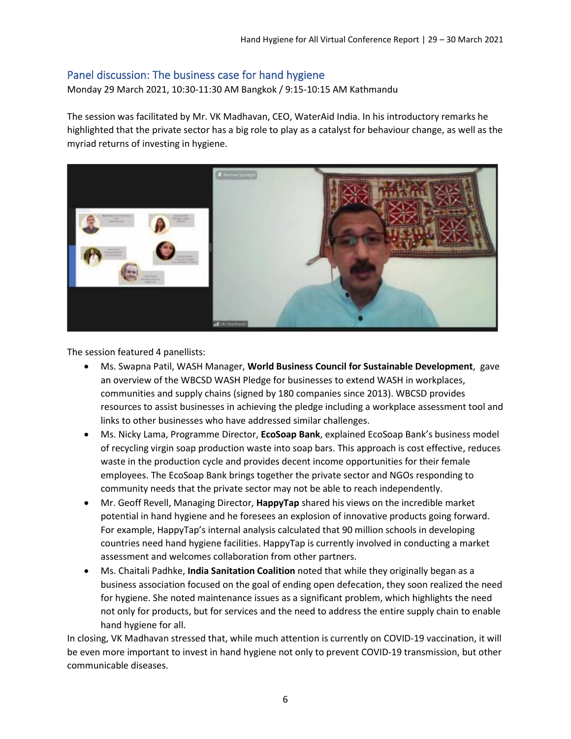## Panel discussion: The business case for hand hygiene

Monday 29 March 2021, 10:30-11:30 AM Bangkok / 9:15-10:15 AM Kathmandu

The session was facilitated by Mr. VK Madhavan, CEO, WaterAid India. In his introductory remarks he highlighted that the private sector has a big role to play as a catalyst for behaviour change, as well as the myriad returns of investing in hygiene.

The session featured 4 panellists:

- Ms. Swapna Patil, WASH Manager, **World Business Council for Sustainable Development**, gave an overview of the WBCSD WASH Pledge for businesses to extend WASH in workplaces, communities and supply chains (signed by 180 companies since 2013). WBCSD provides resources to assist businesses in achieving the pledge including a workplace assessment tool and links to other businesses who have addressed similar challenges.
- Ms. Nicky Lama, Programme Director, **EcoSoap Bank**, explained EcoSoap Bank's business model of recycling virgin soap production waste into soap bars. This approach is cost effective, reduces waste in the production cycle and provides decent income opportunities for their female employees. The EcoSoap Bank brings together the private sector and NGOs responding to community needs that the private sector may not be able to reach independently.
- Mr. Geoff Revell, Managing Director, **HappyTap** shared his views on the incredible market potential in hand hygiene and he foresees an explosion of innovative products going forward. For example, HappyTap's internal analysis calculated that 90 million schools in developing countries need hand hygiene facilities. HappyTap is currently involved in conducting a market assessment and welcomes collaboration from other partners.
- Ms. Chaitali Padhke, **India Sanitation Coalition** noted that while they originally began as a business association focused on the goal of ending open defecation, they soon realized the need for hygiene. She noted maintenance issues as a significant problem, which highlights the need not only for products, but for services and the need to address the entire supply chain to enable hand hygiene for all.

In closing, VK Madhavan stressed that, while much attention is currently on COVID-19 vaccination, it will be even more important to invest in hand hygiene not only to prevent COVID-19 transmission, but other communicable diseases.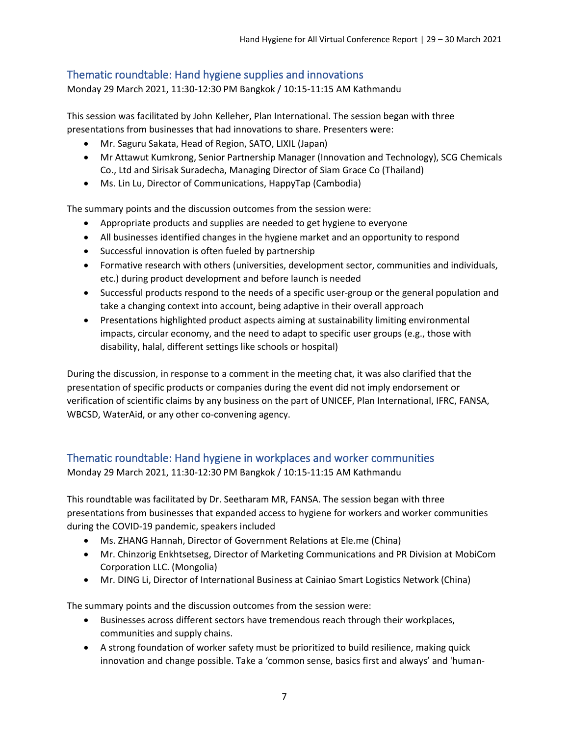## Thematic roundtable: Hand hygiene supplies and innovations

Monday 29 March 2021, 11:30-12:30 PM Bangkok / 10:15-11:15 AM Kathmandu

This session was facilitated by John Kelleher, Plan International. The session began with three presentations from businesses that had innovations to share. Presenters were:

- Mr. Saguru Sakata, Head of Region, SATO, LIXIL (Japan)
- Mr Attawut Kumkrong, Senior Partnership Manager (Innovation and Technology), SCG Chemicals Co., Ltd and Sirisak Suradecha, Managing Director of Siam Grace Co (Thailand)
- Ms. Lin Lu, Director of Communications, HappyTap (Cambodia)

The summary points and the discussion outcomes from the session were:

- Appropriate products and supplies are needed to get hygiene to everyone
- All businesses identified changes in the hygiene market and an opportunity to respond
- Successful innovation is often fueled by partnership
- Formative research with others (universities, development sector, communities and individuals, etc.) during product development and before launch is needed
- Successful products respond to the needs of a specific user-group or the general population and take a changing context into account, being adaptive in their overall approach
- Presentations highlighted product aspects aiming at sustainability limiting environmental impacts, circular economy, and the need to adapt to specific user groups (e.g., those with disability, halal, different settings like schools or hospital)

During the discussion, in response to a comment in the meeting chat, it was also clarified that the presentation of specific products or companies during the event did not imply endorsement or verification of scientific claims by any business on the part of UNICEF, Plan International, IFRC, FANSA, WBCSD, WaterAid, or any other co-convening agency.

## Thematic roundtable: Hand hygiene in workplaces and worker communities

Monday 29 March 2021, 11:30-12:30 PM Bangkok / 10:15-11:15 AM Kathmandu

This roundtable was facilitated by Dr. Seetharam MR, FANSA. The session began with three presentations from businesses that expanded access to hygiene for workers and worker communities during the COVID-19 pandemic, speakers included

- Ms. ZHANG Hannah, Director of Government Relations at Ele.me (China)
- Mr. Chinzorig Enkhtsetseg, Director of Marketing Communications and PR Division at MobiCom Corporation LLC. (Mongolia)
- Mr. DING Li, Director of International Business at Cainiao Smart Logistics Network (China)

The summary points and the discussion outcomes from the session were:

- Businesses across different sectors have tremendous reach through their workplaces, communities and supply chains.
- A strong foundation of worker safety must be prioritized to build resilience, making quick innovation and change possible. Take a 'common sense, basics first and always' and 'human-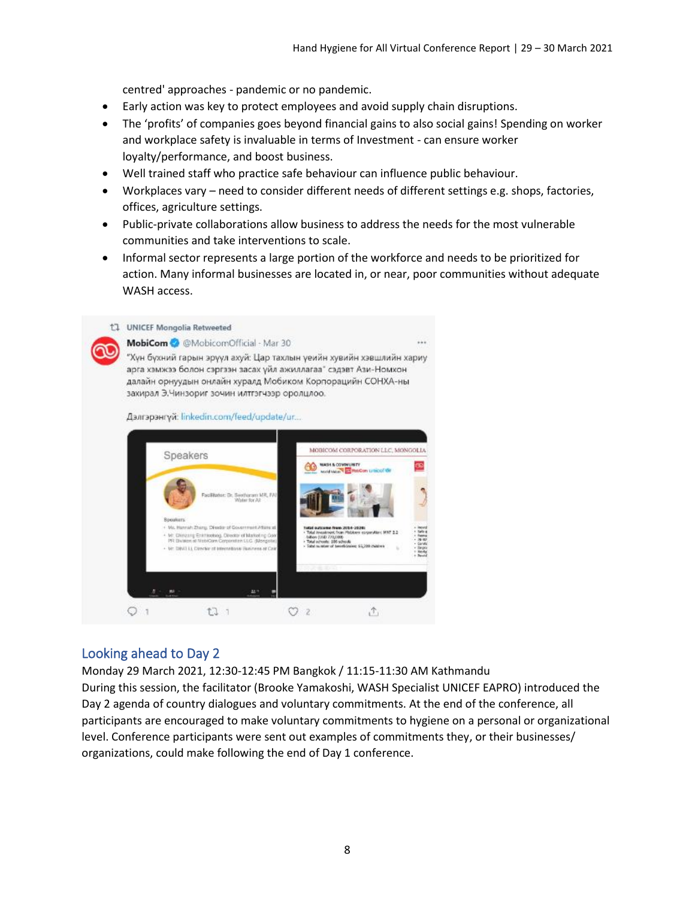centred' approaches - pandemic or no pandemic.

- Early action was key to protect employees and avoid supply chain disruptions.
- The 'profits' of companies goes beyond financial gains to also social gains! Spending on worker and workplace safety is invaluable in terms of Investment - can ensure worker loyalty/performance, and boost business.
- Well trained staff who practice safe behaviour can influence public behaviour.
- Workplaces vary – need to consider different needs of different settings e.g. shops, factories, offices, agriculture settings.
- Public-private collaborations allow business to address the needs for the most vulnerable communities and take interventions to scale.
- Informal sector represents a large portion of the workforce and needs to be prioritized for action. Many informal businesses are located in, or near, poor communities without adequate WASH access.

## Looking ahead to Day 2

Monday 29 March 2021, 12:30-12:45 PM Bangkok / 11:15-11:30 AM Kathmandu

During this session, the facilitator (Brooke Yamakoshi, WASH Specialist UNICEF EAPRO) introduced the Day 2 agenda of country dialogues and voluntary commitments. At the end of the conference, all participants are encouraged to make voluntary commitments to hygiene on a personal or organizational level. Conference participants were sent out examples of commitments they, or their businesses/ organizations, could make following the end of Day 1 conference.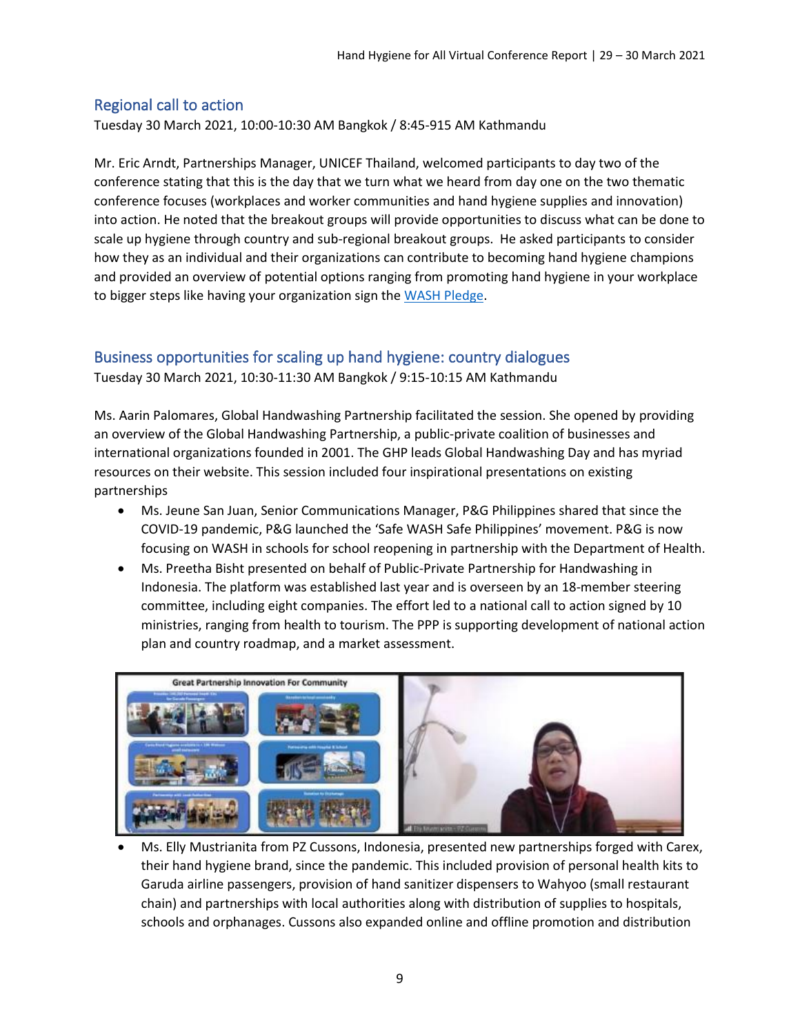## Regional call to action

Tuesday 30 March 2021, 10:00-10:30 AM Bangkok / 8:45-915 AM Kathmandu

Mr. Eric Arndt, Partnerships Manager, UNICEF Thailand, welcomed participants to day two of the conference stating that this is the day that we turn what we heard from day one on the two thematic conference focuses (workplaces and worker communities and hand hygiene supplies and innovation) into action. He noted that the breakout groups will provide opportunities to discuss what can be done to scale up hygiene through country and sub-regional breakout groups. He asked participants to consider how they as an individual and their organizations can contribute to becoming hand hygiene champions and provided an overview of potential options ranging from promoting hand hygiene in your workplace to bigger steps like having your organization sign the WASH Pledge.

## Business opportunities for scaling up hand hygiene: country dialogues

Tuesday 30 March 2021, 10:30-11:30 AM Bangkok / 9:15-10:15 AM Kathmandu

Ms. Aarin Palomares, Global Handwashing Partnership facilitated the session. She opened by providing an overview of the Global Handwashing Partnership, a public-private coalition of businesses and international organizations founded in 2001. The GHP leads Global Handwashing Day and has myriad resources on their website. This session included four inspirational presentations on existing partnerships

- Ms. Jeune San Juan, Senior Communications Manager, P&G Philippines shared that since the COVID-19 pandemic, P&G launched the 'Safe WASH Safe Philippines' movement. P&G is now focusing on WASH in schools for school reopening in partnership with the Department of Health.
- Ms. Preetha Bisht presented on behalf of Public-Private Partnership for Handwashing in Indonesia. The platform was established last year and is overseen by an 18-member steering committee, including eight companies. The effort led to a national call to action signed by 10 ministries, ranging from health to tourism. The PPP is supporting development of national action plan and country roadmap, and a market assessment.
- Ms. Elly Mustrianita from PZ Cussons, Indonesia, presented new partnerships forged with Carex, their hand hygiene brand, since the pandemic. This included provision of personal health kits to Garuda airline passengers, provision of hand sanitizer dispensers to Wahyoo (small restaurant chain) and partnerships with local authorities along with distribution of supplies to hospitals, schools and orphanages. Cussons also expanded online and offline promotion and distribution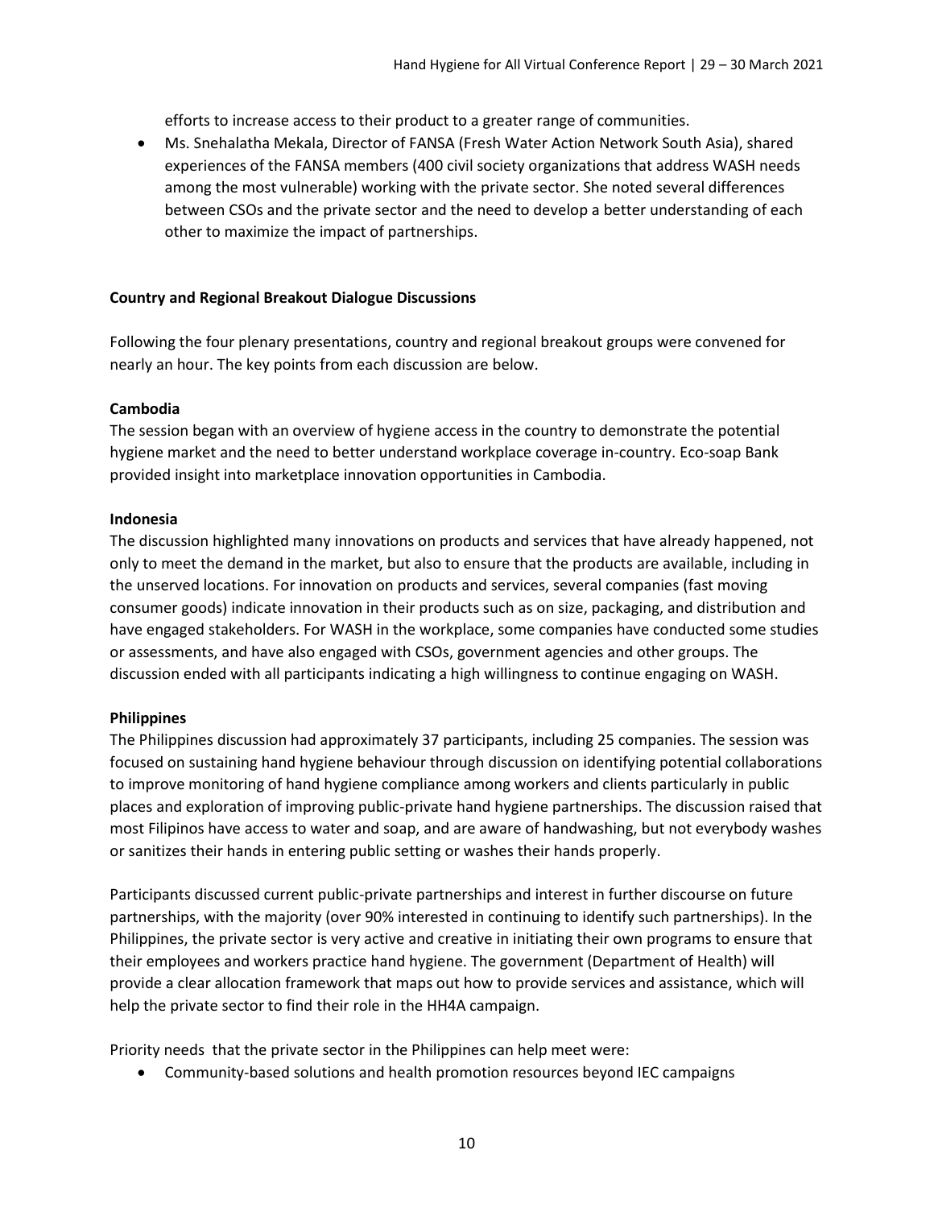efforts to increase access to their product to a greater range of communities.

- Ms. Snehalatha Mekala, Director of FANSA (Fresh Water Action Network South Asia), shared experiences of the FANSA members (400 civil society organizations that address WASH needs among the most vulnerable) working with the private sector. She noted several differences between CSOs and the private sector and the need to develop a better understanding of each other to maximize the impact of partnerships.

**Country and Regional Breakout Dialogue Discussions**

Following the four plenary presentations, country and regional breakout groups were convened for nearly an hour. The key points from each discussion are below.

**Cambodia**

The session began with an overview of hygiene access in the country to demonstrate the potential hygiene market and the need to better understand workplace coverage in-country. Eco-soap Bank provided insight into marketplace innovation opportunities in Cambodia.

**Indonesia**

The discussion highlighted many innovations on products and services that have already happened, not only to meet the demand in the market, but also to ensure that the products are available, including in the unserved locations. For innovation on products and services, several companies (fast moving consumer goods) indicate innovation in their products such as on size, packaging, and distribution and have engaged stakeholders. For WASH in the workplace, some companies have conducted some studies or assessments, and have also engaged with CSOs, government agencies and other groups. The discussion ended with all participants indicating a high willingness to continue engaging on WASH.

**Philippines**

The Philippines discussion had approximately 37 participants, including 25 companies. The session was focused on sustaining hand hygiene behaviour through discussion on identifying potential collaborations to improve monitoring of hand hygiene compliance among workers and clients particularly in public places and exploration of improving public-private hand hygiene partnerships. The discussion raised that most Filipinos have access to water and soap, and are aware of handwashing, but not everybody washes or sanitizes their hands in entering public setting or washes their hands properly.

Participants discussed current public-private partnerships and interest in further discourse on future partnerships, with the majority (over 90% interested in continuing to identify such partnerships). In the Philippines, the private sector is very active and creative in initiating their own programs to ensure that their employees and workers practice hand hygiene. The government (Department of Health) will provide a clear allocation framework that maps out how to provide services and assistance, which will help the private sector to find their role in the HH4A campaign.

Priority needs that the private sector in the Philippines can help meet were:

- Community-based solutions and health promotion resources beyond IEC campaigns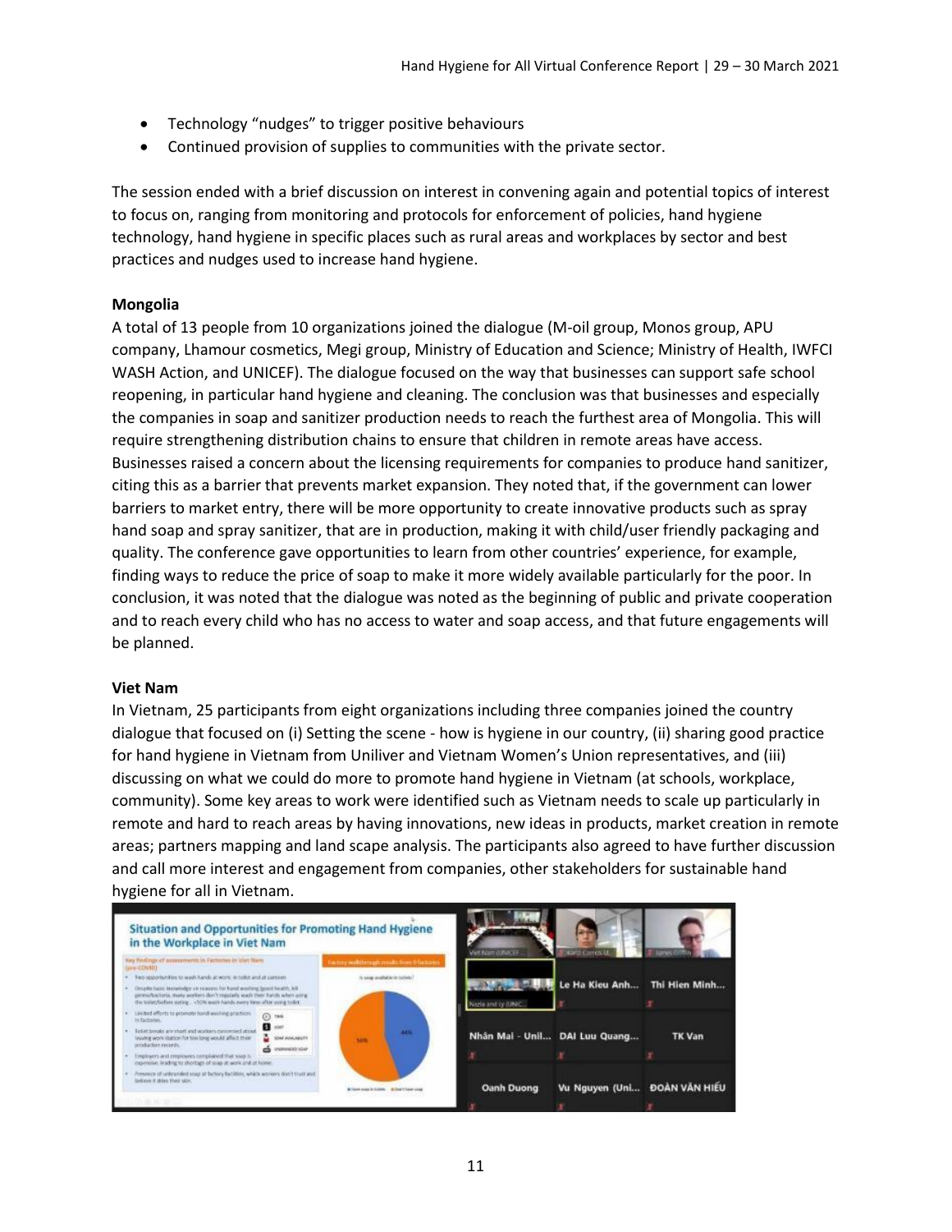- Technology "nudges" to trigger positive behaviours
- Continued provision of supplies to communities with the private sector.

The session ended with a brief discussion on interest in convening again and potential topics of interest to focus on, ranging from monitoring and protocols for enforcement of policies, hand hygiene technology, hand hygiene in specific places such as rural areas and workplaces by sector and best practices and nudges used to increase hand hygiene.

**Mongolia**

A total of 13 people from 10 organizations joined the dialogue (M-oil group, Monos group, APU company, Lhamour cosmetics, Megi group, Ministry of Education and Science; Ministry of Health, IWFCI WASH Action, and UNICEF). The dialogue focused on the way that businesses can support safe school reopening, in particular hand hygiene and cleaning. The conclusion was that businesses and especially the companies in soap and sanitizer production needs to reach the furthest area of Mongolia. This will require strengthening distribution chains to ensure that children in remote areas have access. Businesses raised a concern about the licensing requirements for companies to produce hand sanitizer, citing this as a barrier that prevents market expansion. They noted that, if the government can lower barriers to market entry, there will be more opportunity to create innovative products such as spray hand soap and spray sanitizer, that are in production, making it with child/user friendly packaging and quality. The conference gave opportunities to learn from other countries' experience, for example, finding ways to reduce the price of soap to make it more widely available particularly for the poor. In conclusion, it was noted that the dialogue was noted as the beginning of public and private cooperation and to reach every child who has no access to water and soap access, and that future engagements will be planned.

**Viet Nam**

In Vietnam, 25 participants from eight organizations including three companies joined the country dialogue that focused on (i) Setting the scene - how is hygiene in our country, (ii) sharing good practice for hand hygiene in Vietnam from Uniliver and Vietnam Women's Union representatives, and (iii) discussing on what we could do more to promote hand hygiene in Vietnam (at schools, workplace, community). Some key areas to work were identified such as Vietnam needs to scale up particularly in remote and hard to reach areas by having innovations, new ideas in products, market creation in remote areas; partners mapping and land scape analysis. The participants also agreed to have further discussion and call more interest and engagement from companies, other stakeholders for sustainable hand hygiene for all in Vietnam.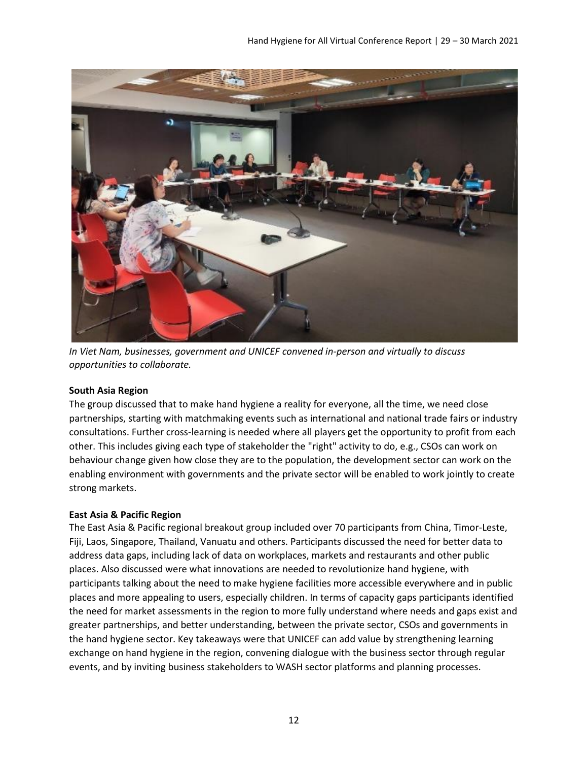*In Viet Nam, businesses, government and UNICEF convened in-person and virtually to discuss opportunities to collaborate.*

**South Asia Region**

The group discussed that to make hand hygiene a reality for everyone, all the time, we need close partnerships, starting with matchmaking events such as international and national trade fairs or industry consultations. Further cross-learning is needed where all players get the opportunity to profit from each other. This includes giving each type of stakeholder the "right" activity to do, e.g., CSOs can work on behaviour change given how close they are to the population, the development sector can work on the enabling environment with governments and the private sector will be enabled to work jointly to create strong markets.

**East Asia & Pacific Region**

The East Asia & Pacific regional breakout group included over 70 participants from China, Timor-Leste, Fiji, Laos, Singapore, Thailand, Vanuatu and others. Participants discussed the need for better data to address data gaps, including lack of data on workplaces, markets and restaurants and other public places. Also discussed were what innovations are needed to revolutionize hand hygiene, with participants talking about the need to make hygiene facilities more accessible everywhere and in public places and more appealing to users, especially children. In terms of capacity gaps participants identified the need for market assessments in the region to more fully understand where needs and gaps exist and greater partnerships, and better understanding, between the private sector, CSOs and governments in the hand hygiene sector. Key takeaways were that UNICEF can add value by strengthening learning exchange on hand hygiene in the region, convening dialogue with the business sector through regular events, and by inviting business stakeholders to WASH sector platforms and planning processes.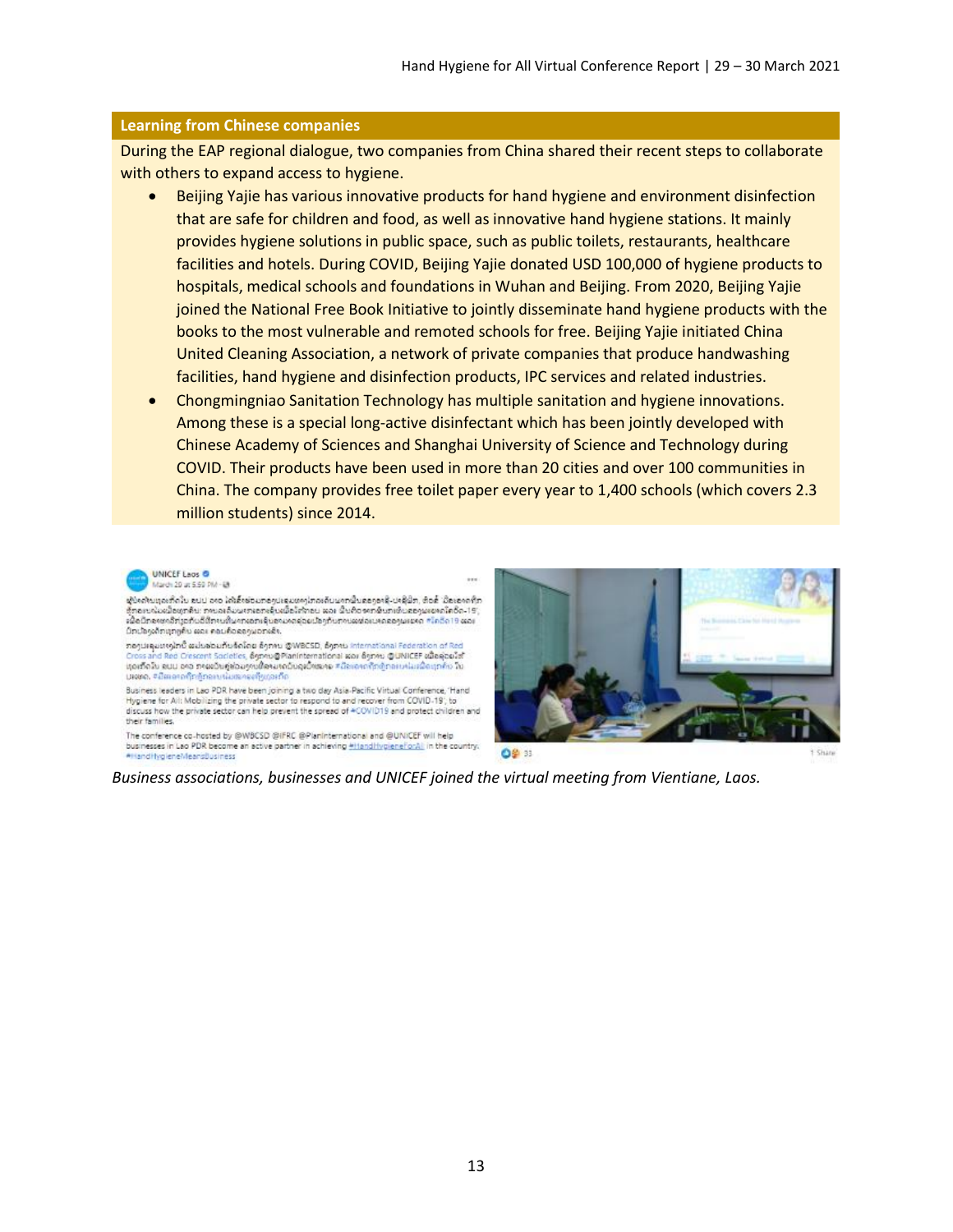### Learning from Chinese companies

During the EAP regional dialogue, two companies from China shared their recent steps to collaborate with others to expand access to hygiene.

- Beijing Yajie has various innovative products for hand hygiene and environment disinfection that are safe for children and food, as well as innovative hand hygiene stations. It mainly provides hygiene solutions in public space, such as public toilets, restaurants, healthcare facilities and hotels. During COVID, Beijing Yajie donated USD 100,000 of hygiene products to hospitals, medical schools and foundations in Wuhan and Beijing. From 2020, Beijing Yajie joined the National Free Book Initiative to jointly disseminate hand hygiene products with the books to the most vulnerable and remoted schools for free. Beijing Yajie initiated China United Cleaning Association, a network of private companies that produce handwashing facilities, hand hygiene and disinfection products, IPC services and related industries.
- Chongmingniao Sanitation Technology has multiple sanitation and hygiene innovations. Among these is a special long-active disinfectant which has been jointly developed with Chinese Academy of Sciences and Shanghai University of Science and Technology during COVID. Their products have been used in more than 20 cities and over 100 communities in China. The company provides free toilet paper every year to 1,400 schools (which covers 2.3 million students) since 2014.

*Business associations, businesses and UNICEF joined the virtual meeting from Vientiane, Laos.*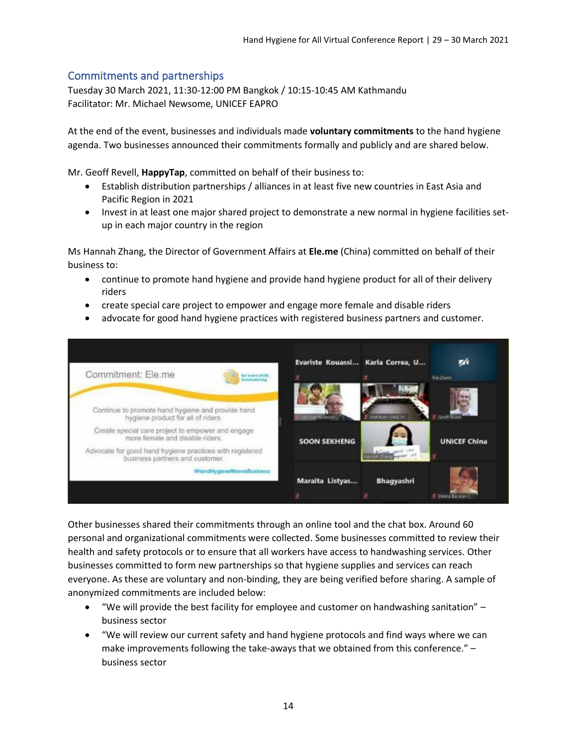## Commitments and partnerships

Tuesday 30 March 2021, 11:30-12:00 PM Bangkok / 10:15-10:45 AM Kathmandu
Facilitator: Mr. Michael Newsome, UNICEF EAPRO

At the end of the event, businesses and individuals made **voluntary commitments** to the hand hygiene agenda. Two businesses announced their commitments formally and publicly and are shared below.

Mr. Geoff Revell, **HappyTap**, committed on behalf of their business to:

- Establish distribution partnerships / alliances in at least five new countries in East Asia and Pacific Region in 2021
- Invest in at least one major shared project to demonstrate a new normal in hygiene facilities set-up in each major country in the region

Ms Hannah Zhang, the Director of Government Affairs at **Ele.me** (China) committed on behalf of their business to:

- continue to promote hand hygiene and provide hand hygiene product for all of their delivery riders
- create special care project to empower and engage more female and disable riders
- advocate for good hand hygiene practices with registered business partners and customer.

Other businesses shared their commitments through an online tool and the chat box. Around 60 personal and organizational commitments were collected. Some businesses committed to review their health and safety protocols or to ensure that all workers have access to handwashing services. Other businesses committed to form new partnerships so that hygiene supplies and services can reach everyone. As these are voluntary and non-binding, they are being verified before sharing. A sample of anonymized commitments are included below:

- "We will provide the best facility for employee and customer on handwashing sanitation" – business sector
- "We will review our current safety and hand hygiene protocols and find ways where we can make improvements following the take-aways that we obtained from this conference." – business sector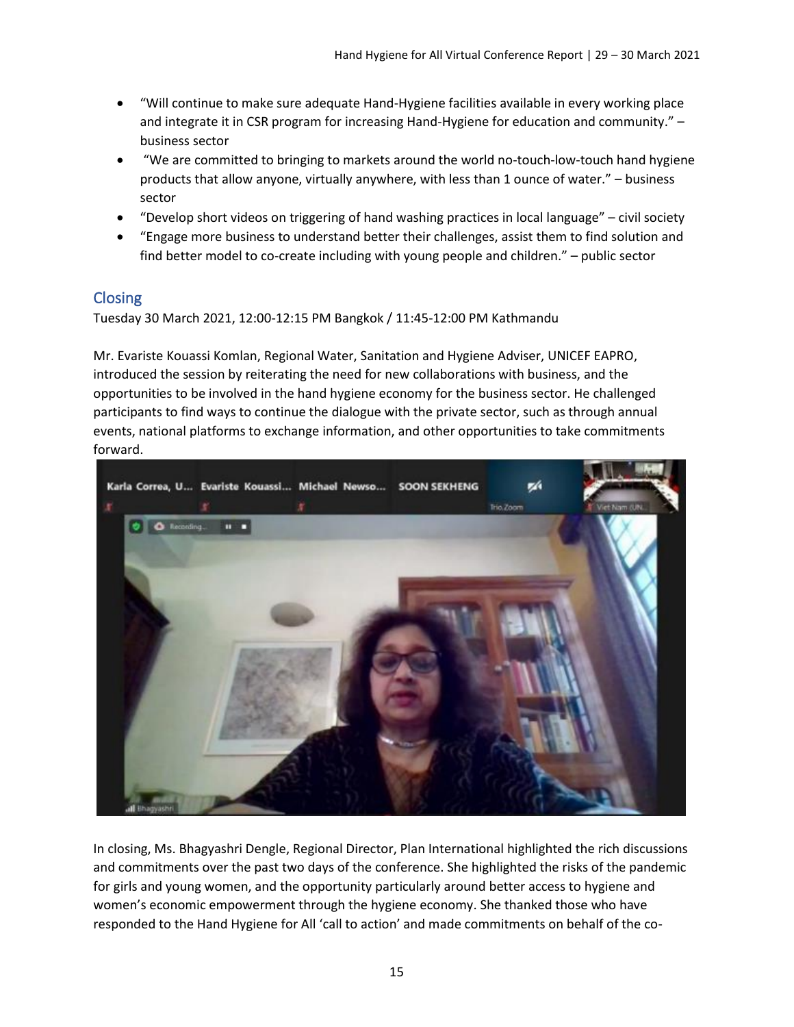- "Will continue to make sure adequate Hand-Hygiene facilities available in every working place and integrate it in CSR program for increasing Hand-Hygiene for education and community." – business sector
- "We are committed to bringing to markets around the world no-touch-low-touch hand hygiene products that allow anyone, virtually anywhere, with less than 1 ounce of water." – business sector
- "Develop short videos on triggering of hand washing practices in local language" – civil society
- "Engage more business to understand better their challenges, assist them to find solution and find better model to co-create including with young people and children." – public sector

## Closing

Tuesday 30 March 2021, 12:00-12:15 PM Bangkok / 11:45-12:00 PM Kathmandu

Mr. Evariste Kouassi Komlan, Regional Water, Sanitation and Hygiene Adviser, UNICEF EAPRO, introduced the session by reiterating the need for new collaborations with business, and the opportunities to be involved in the hand hygiene economy for the business sector. He challenged participants to find ways to continue the dialogue with the private sector, such as through annual events, national platforms to exchange information, and other opportunities to take commitments forward.

In closing, Ms. Bhagyashri Dengle, Regional Director, Plan International highlighted the rich discussions and commitments over the past two days of the conference. She highlighted the risks of the pandemic for girls and young women, and the opportunity particularly around better access to hygiene and women's economic empowerment through the hygiene economy. She thanked those who have responded to the Hand Hygiene for All 'call to action' and made commitments on behalf of the co-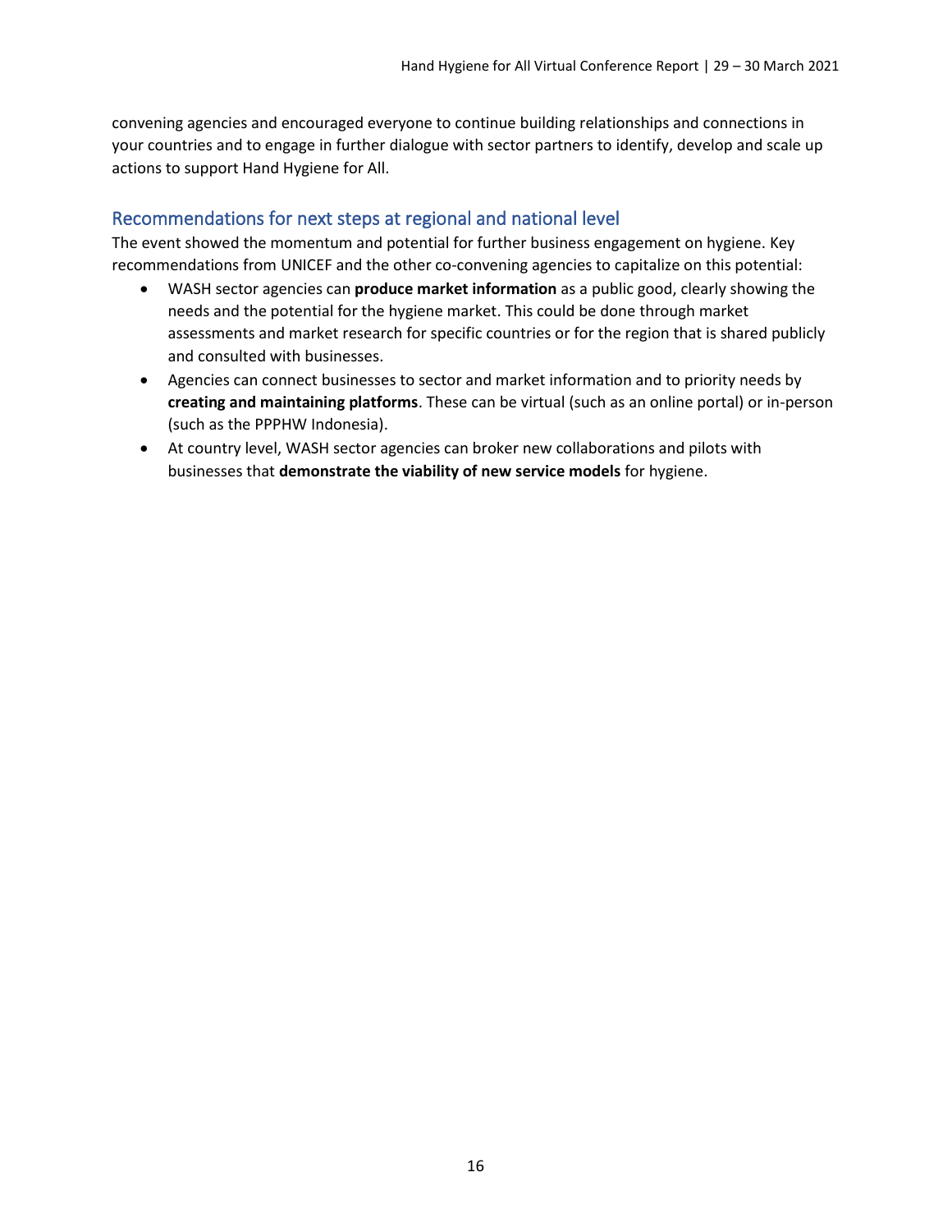convening agencies and encouraged everyone to continue building relationships and connections in your countries and to engage in further dialogue with sector partners to identify, develop and scale up actions to support Hand Hygiene for All.

## Recommendations for next steps at regional and national level

The event showed the momentum and potential for further business engagement on hygiene. Key recommendations from UNICEF and the other co-convening agencies to capitalize on this potential:

- WASH sector agencies can **produce market information** as a public good, clearly showing the needs and the potential for the hygiene market. This could be done through market assessments and market research for specific countries or for the region that is shared publicly and consulted with businesses.
- Agencies can connect businesses to sector and market information and to priority needs by **creating and maintaining platforms**. These can be virtual (such as an online portal) or in-person (such as the PPPHW Indonesia).
- At country level, WASH sector agencies can broker new collaborations and pilots with businesses that **demonstrate the viability of new service models** for hygiene.